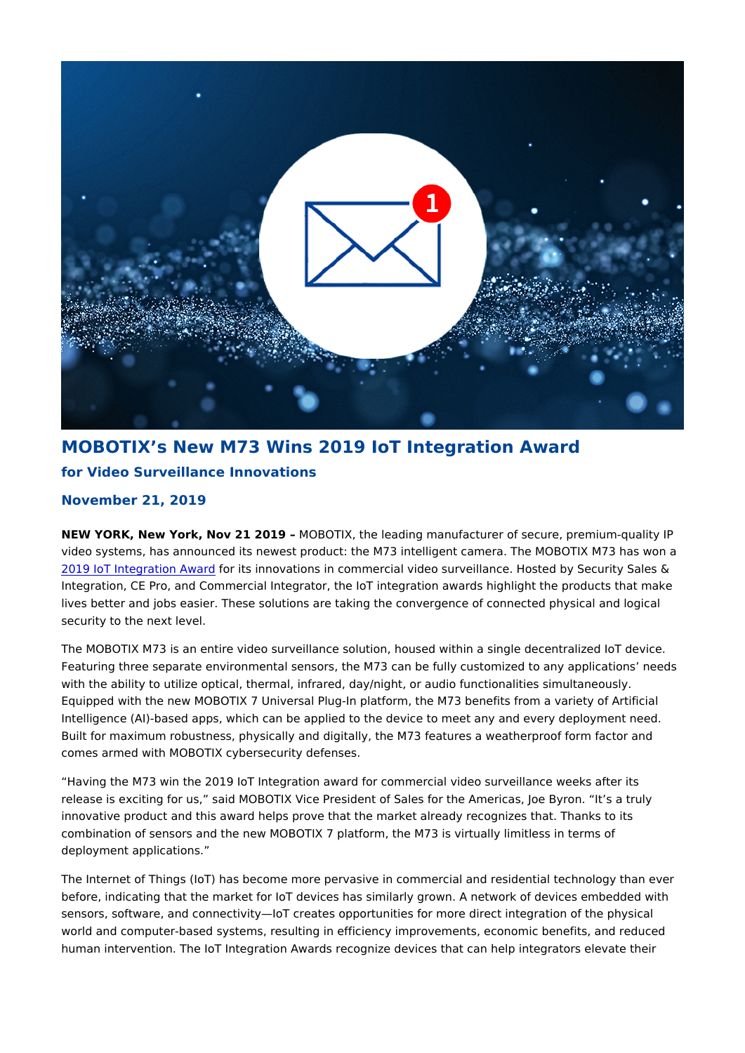# MOBOTIX's New M73 Wins 2019 IoT Integration Award

## for Video Surveillance Innovations

### November 21, 2019

**NEW YORK, New York, Nov 21 2019 –** MOBOTIX, the leading manufacturer of secure, premium-quality IP video systems, has announced its newest product: the M73 intelligent camera. The MOBOTIX M73 has won a 2019 IoT Integration Award for its innovations in commercial video surveillance. Hosted by Security Sales & Integration, CE Pro, and Commercial Integrator, the IoT integration awards highlight the products that make lives better and jobs easier. These solutions are taking the convergence of connected physical and logical security to the next level.

The MOBOTIX M73 is an entire video surveillance solution, housed within a single decentralized IoT device. Featuring three separate environmental sensors, the M73 can be fully customized to any applications' needs with the ability to utilize optical, thermal, infrared, day/night, or audio functionalities simultaneously. Equipped with the new MOBOTIX 7 Universal Plug-In platform, the M73 benefits from a variety of Artificial Intelligence (AI)-based apps, which can be applied to the device to meet any and every deployment need. Built for maximum robustness, physically and digitally, the M73 features a weatherproof form factor and comes armed with MOBOTIX cybersecurity defenses.

"Having the M73 win the 2019 IoT Integration award for commercial video surveillance weeks after its release is exciting for us," said MOBOTIX Vice President of Sales for the Americas, Joe Byron. "It's a truly innovative product and this award helps prove that the market already recognizes that. Thanks to its combination of sensors and the new MOBOTIX 7 platform, the M73 is virtually limitless in terms of deployment applications."

The Internet of Things (IoT) has become more pervasive in commercial and residential technology than ever before, indicating that the market for IoT devices has similarly grown. A network of devices embedded with sensors, software, and connectivity—IoT creates opportunities for more direct integration of the physical world and computer-based systems, resulting in efficiency improvements, economic benefits, and reduced human intervention. The IoT Integration Awards recognize devices that can help integrators elevate their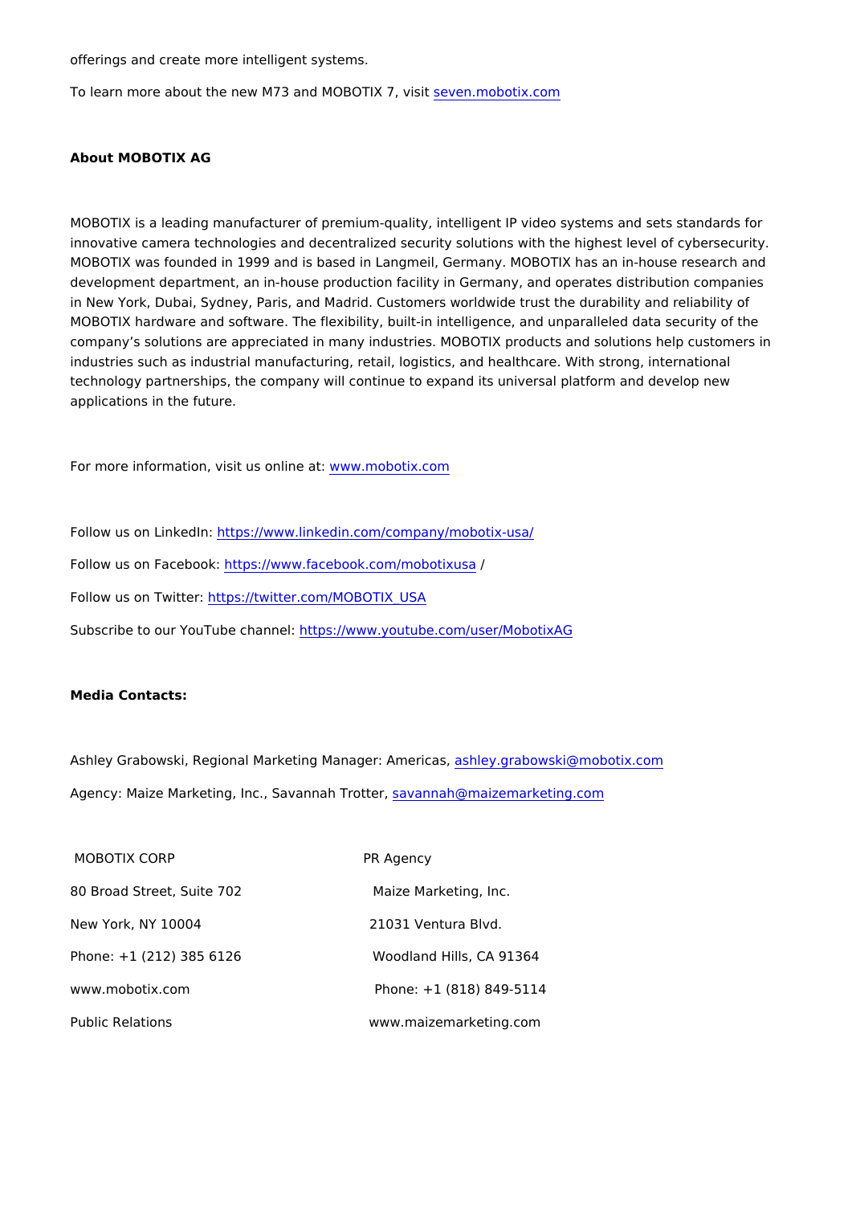offerings and create more intelligent systems.

To learn more about the new M73 and MOBOTIX 7, visit seven.mobotix.com

**About MOBOTIX AG**

MOBOTIX is a leading manufacturer of premium-quality, intelligent IP video systems and sets standards for innovative camera technologies and decentralized security solutions with the highest level of cybersecurity. MOBOTIX was founded in 1999 and is based in Langmeil, Germany. MOBOTIX has an in-house research and development department, an in-house production facility in Germany, and operates distribution companies in New York, Dubai, Sydney, Paris, and Madrid. Customers worldwide trust the durability and reliability of MOBOTIX hardware and software. The flexibility, built-in intelligence, and unparalleled data security of the company's solutions are appreciated in many industries. MOBOTIX products and solutions help customers in industries such as industrial manufacturing, retail, logistics, and healthcare. With strong, international technology partnerships, the company will continue to expand its universal platform and develop new applications in the future.

For more information, visit us online at: www.mobotix.com

Follow us on LinkedIn: https://www.linkedin.com/company/mobotix-usa/

Follow us on Facebook: https://www.facebook.com/mobotixusa/

Follow us on Twitter: https://twitter.com/MOBOTIX_USA

Subscribe to our YouTube channel: https://www.youtube.com/user/MobotixAG

**Media Contacts:**

Ashley Grabowski, Regional Marketing Manager: Americas, ashley.grabowski@mobotix.com

Agency: Maize Marketing, Inc., Savannah Trotter, savannah@maizemarketing.com

| MOBOTIX CORP | PR Agency |
|---|---|
| 80 Broad Street, Suite 702 | Maize Marketing, Inc. |
| New York, NY 10004 | 21031 Ventura Blvd. |
| Phone: +1 (212) 385 6126 | Woodland Hills, CA 91364 |
| www.mobotix.com | Phone: +1 (818) 849-5114 |
| Public Relations | www.maizemarketing.com |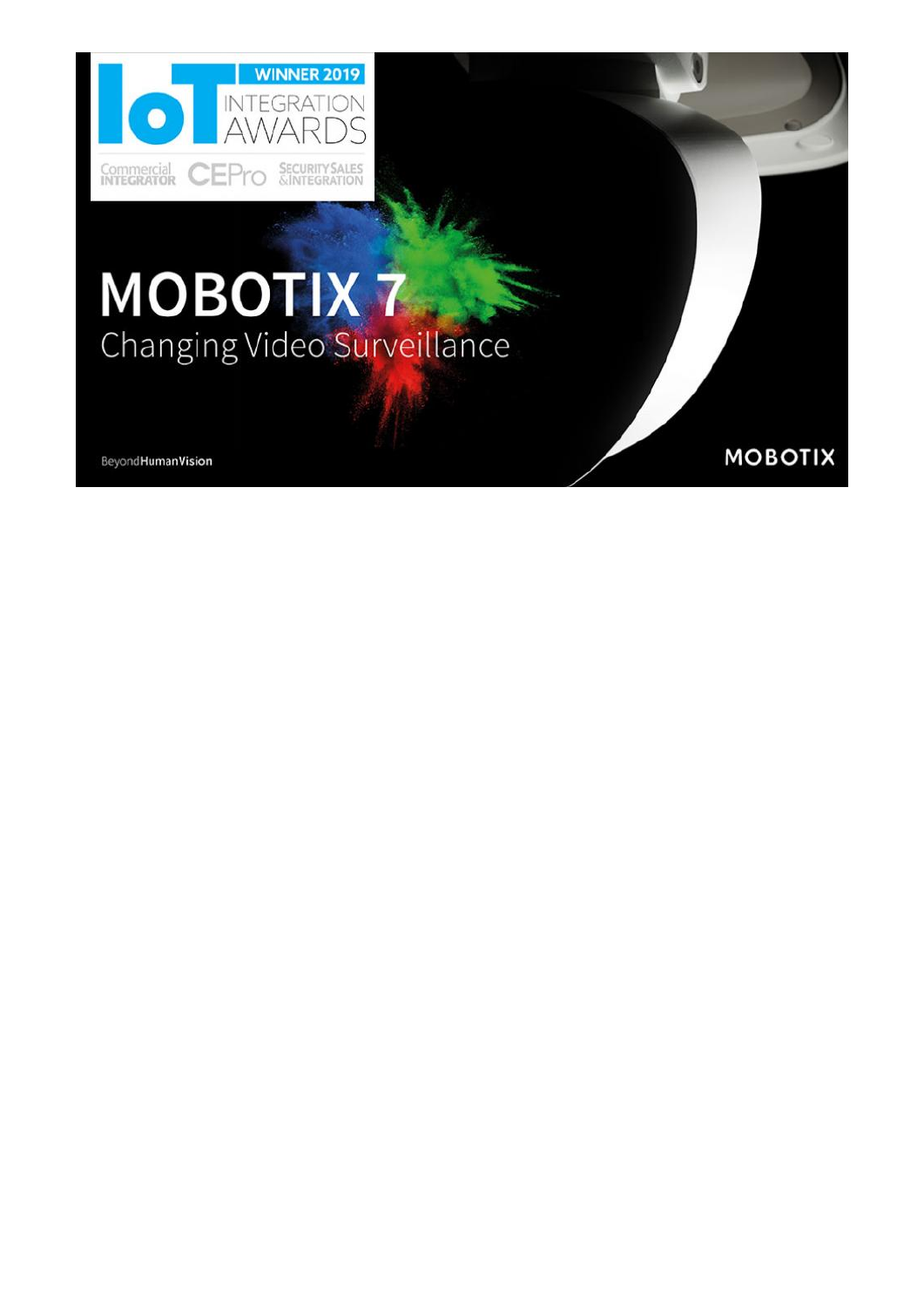WINNER 2019

IoT INTEGRATION AWARDS

Commercial INTEGRATOR CEPro SECURITY SALES & INTEGRATION

# MOBOTIX 7

Changing Video Surveillance

BeyondHumanVision

MOBOTIX